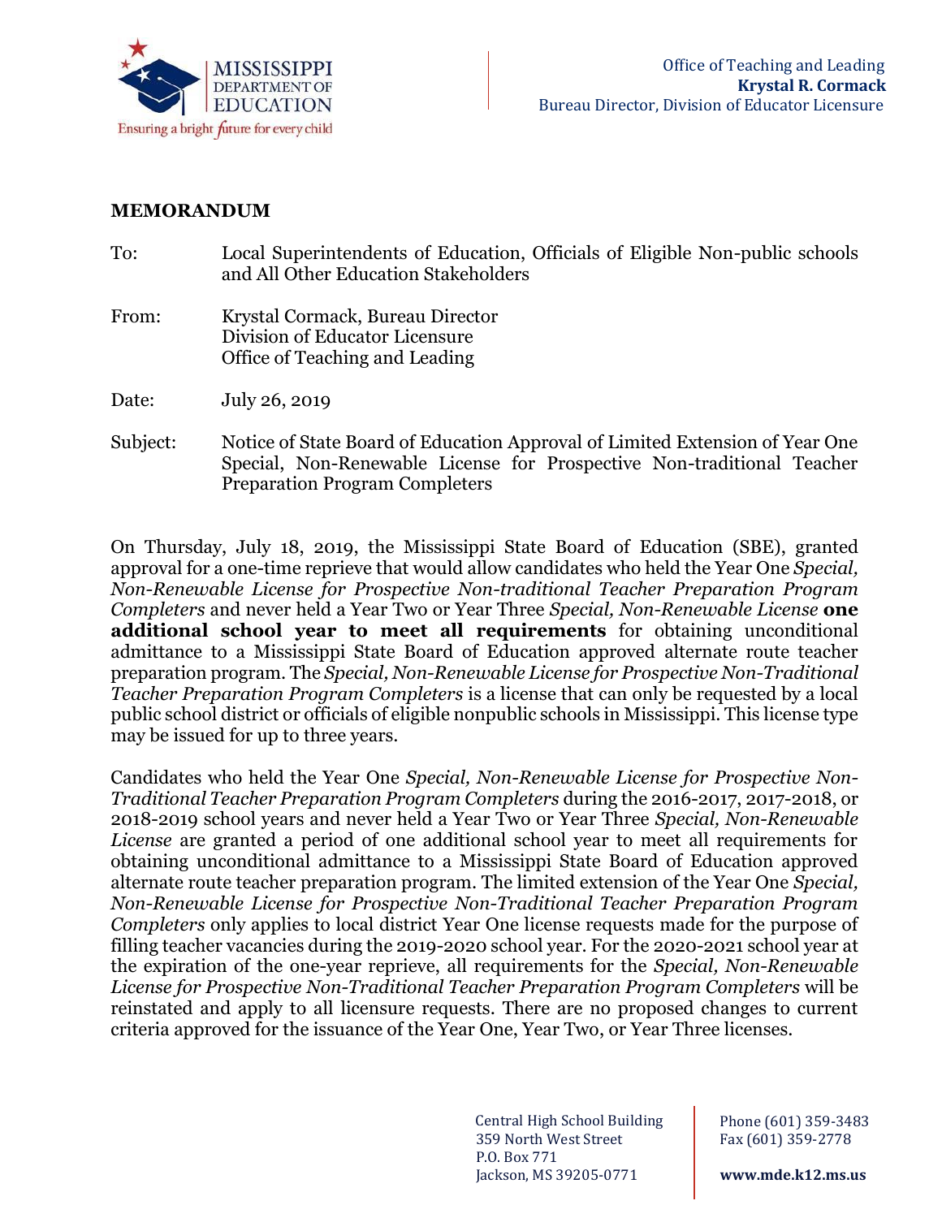Mississippi Department of Education
Ensuring a bright future for every child

Office of Teaching and Leading
**Krystal R. Cormack**
Bureau Director, Division of Educator Licensure

**MEMORANDUM**

To: Local Superintendents of Education, Officials of Eligible Non-public schools and All Other Education Stakeholders

From: Krystal Cormack, Bureau Director
Division of Educator Licensure
Office of Teaching and Leading

Date: July 26, 2019

Subject: Notice of State Board of Education Approval of Limited Extension of Year One Special, Non-Renewable License for Prospective Non-traditional Teacher Preparation Program Completers

On Thursday, July 18, 2019, the Mississippi State Board of Education (SBE), granted approval for a one-time reprieve that would allow candidates who held the Year One *Special, Non-Renewable License for Prospective Non-traditional Teacher Preparation Program Completers* and never held a Year Two or Year Three *Special, Non-Renewable License* **one additional school year to meet all requirements** for obtaining unconditional admittance to a Mississippi State Board of Education approved alternate route teacher preparation program. The *Special, Non-Renewable License for Prospective Non-Traditional Teacher Preparation Program Completers* is a license that can only be requested by a local public school district or officials of eligible nonpublic schools in Mississippi. This license type may be issued for up to three years.

Candidates who held the Year One *Special, Non-Renewable License for Prospective Non-Traditional Teacher Preparation Program Completers* during the 2016-2017, 2017-2018, or 2018-2019 school years and never held a Year Two or Year Three *Special, Non-Renewable License* are granted a period of one additional school year to meet all requirements for obtaining unconditional admittance to a Mississippi State Board of Education approved alternate route teacher preparation program. The limited extension of the Year One *Special, Non-Renewable License for Prospective Non-Traditional Teacher Preparation Program Completers* only applies to local district Year One license requests made for the purpose of filling teacher vacancies during the 2019-2020 school year. For the 2020-2021 school year at the expiration of the one-year reprieve, all requirements for the *Special, Non-Renewable License for Prospective Non-Traditional Teacher Preparation Program Completers* will be reinstated and apply to all licensure requests. There are no proposed changes to current criteria approved for the issuance of the Year One, Year Two, or Year Three licenses.

Central High School Building
359 North West Street
P.O. Box 771
Jackson, MS 39205-0771

Phone (601) 359-3483
Fax (601) 359-2778

**www.mde.k12.ms.us**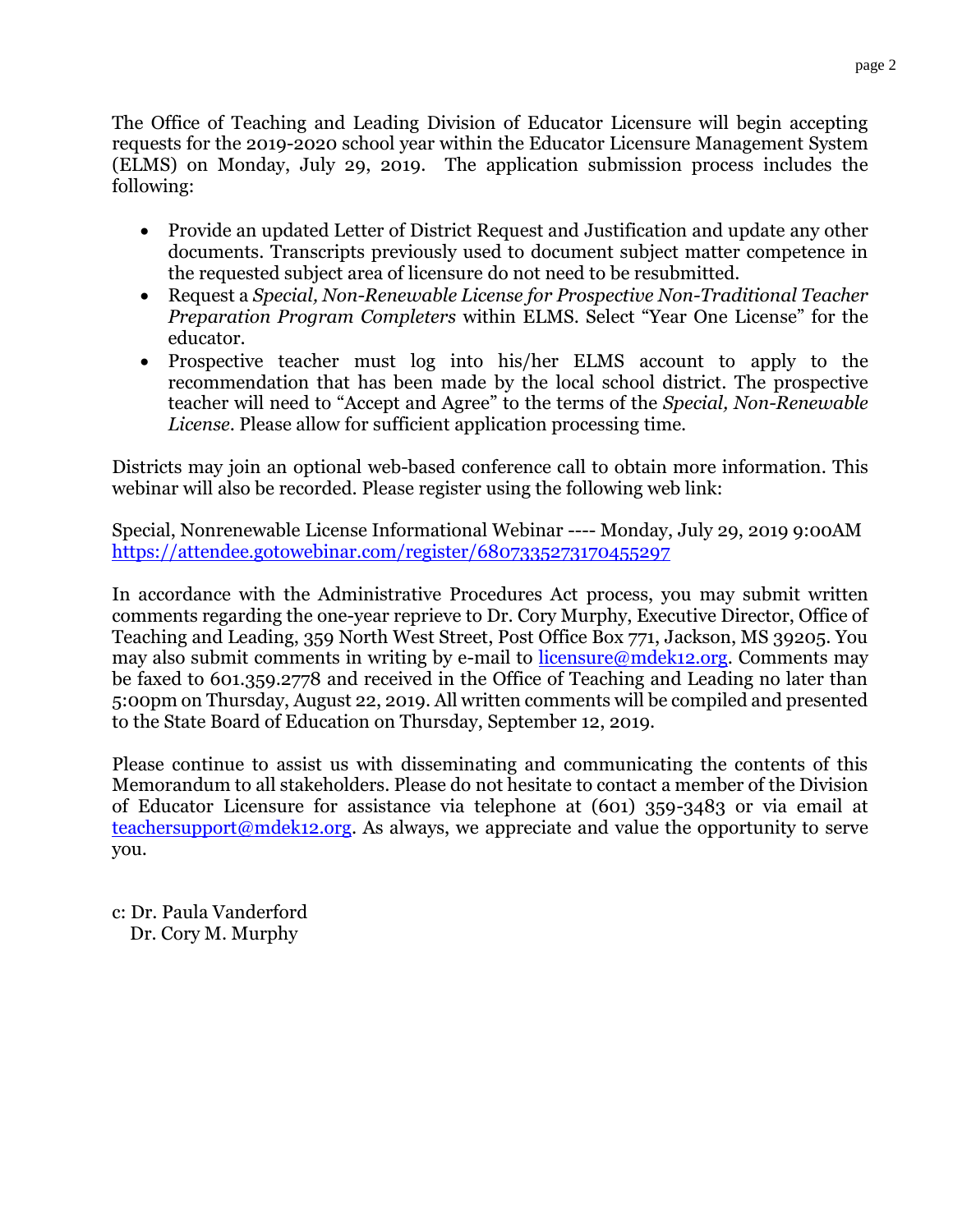The Office of Teaching and Leading Division of Educator Licensure will begin accepting requests for the 2019-2020 school year within the Educator Licensure Management System (ELMS) on Monday, July 29, 2019. The application submission process includes the following:

- Provide an updated Letter of District Request and Justification and update any other documents. Transcripts previously used to document subject matter competence in the requested subject area of licensure do not need to be resubmitted.
- Request a *Special, Non-Renewable License for Prospective Non-Traditional Teacher Preparation Program Completers* within ELMS. Select "Year One License" for the educator.
- Prospective teacher must log into his/her ELMS account to apply to the recommendation that has been made by the local school district. The prospective teacher will need to "Accept and Agree" to the terms of the *Special, Non-Renewable License*. Please allow for sufficient application processing time.

Districts may join an optional web-based conference call to obtain more information. This webinar will also be recorded. Please register using the following web link:

Special, Nonrenewable License Informational Webinar ---- Monday, July 29, 2019 9:00AM
https://attendee.gotowebinar.com/register/6807335273170455297

In accordance with the Administrative Procedures Act process, you may submit written comments regarding the one-year reprieve to Dr. Cory Murphy, Executive Director, Office of Teaching and Leading, 359 North West Street, Post Office Box 771, Jackson, MS 39205. You may also submit comments in writing by e-mail to licensure@mdek12.org. Comments may be faxed to 601.359.2778 and received in the Office of Teaching and Leading no later than 5:00pm on Thursday, August 22, 2019. All written comments will be compiled and presented to the State Board of Education on Thursday, September 12, 2019.

Please continue to assist us with disseminating and communicating the contents of this Memorandum to all stakeholders. Please do not hesitate to contact a member of the Division of Educator Licensure for assistance via telephone at (601) 359-3483 or via email at teachersupport@mdek12.org. As always, we appreciate and value the opportunity to serve you.

c: Dr. Paula Vanderford
Dr. Cory M. Murphy